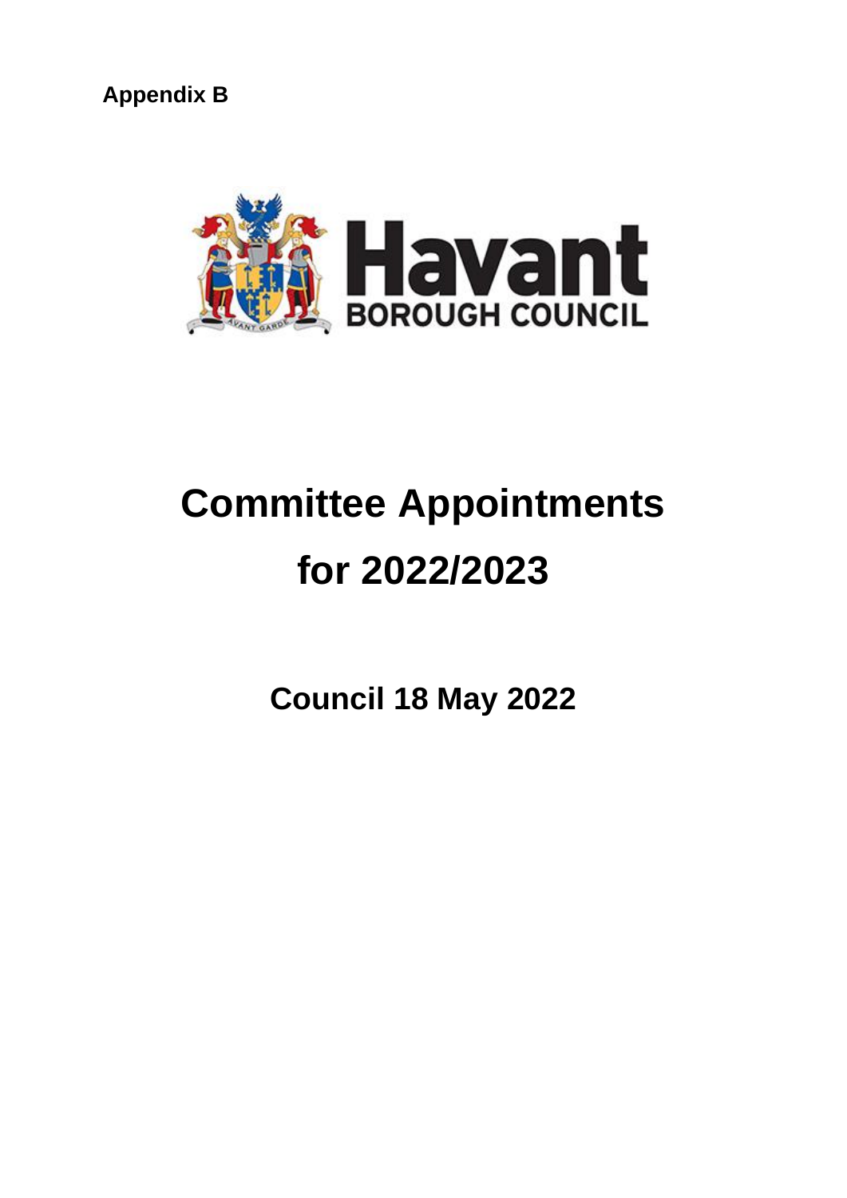**Appendix B**

Havant
BOROUGH COUNCIL

# Committee Appointments for 2022/2023

## Council 18 May 2022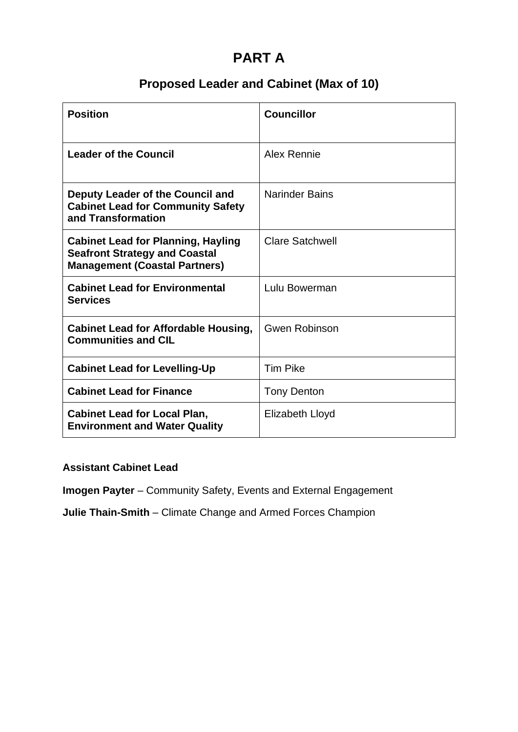# PART A

## Proposed Leader and Cabinet (Max of 10)

| Position | Councillor |
|---|---|
| **Leader of the Council** | Alex Rennie |
| **Deputy Leader of the Council and Cabinet Lead for Community Safety and Transformation** | Narinder Bains |
| **Cabinet Lead for Planning, Hayling Seafront Strategy and Coastal Management (Coastal Partners)** | Clare Satchwell |
| **Cabinet Lead for Environmental Services** | Lulu Bowerman |
| **Cabinet Lead for Affordable Housing, Communities and CIL** | Gwen Robinson |
| **Cabinet Lead for Levelling-Up** | Tim Pike |
| **Cabinet Lead for Finance** | Tony Denton |
| **Cabinet Lead for Local Plan, Environment and Water Quality** | Elizabeth Lloyd |

**Assistant Cabinet Lead**

**Imogen Payter** – Community Safety, Events and External Engagement

**Julie Thain-Smith** – Climate Change and Armed Forces Champion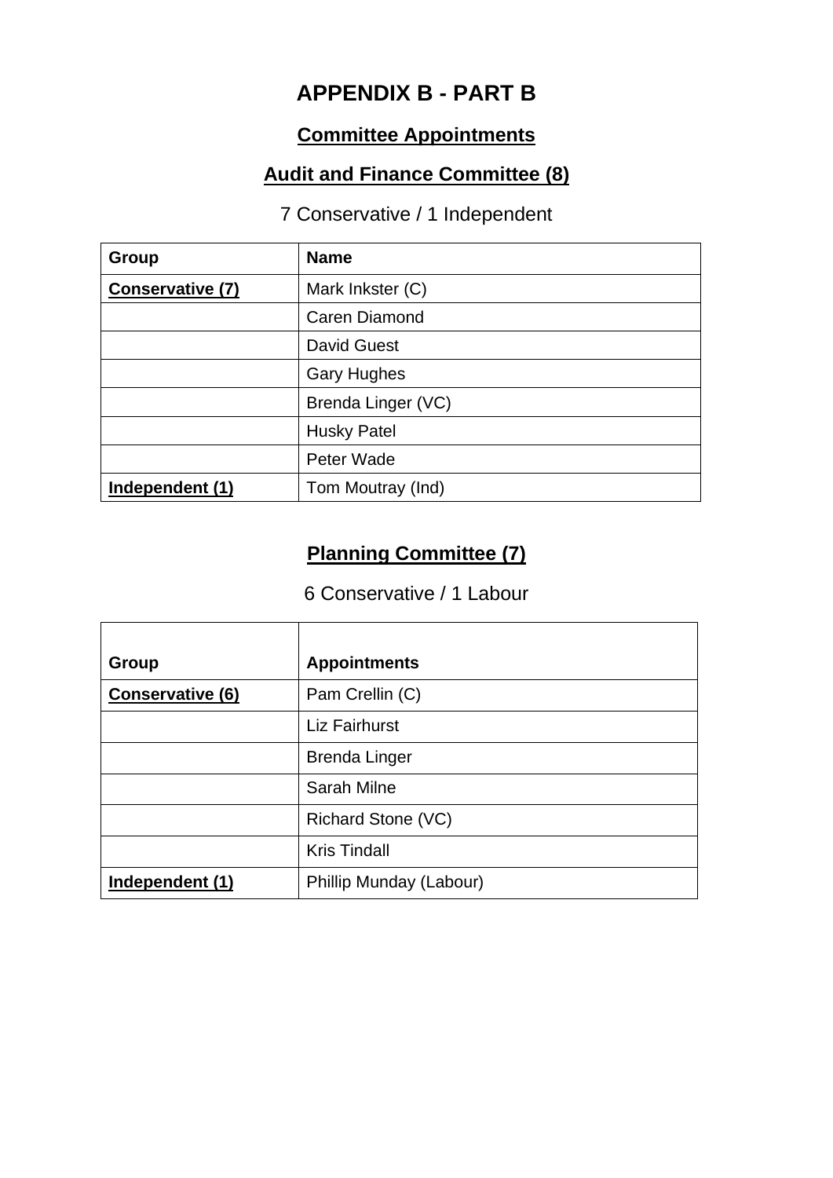# APPENDIX B - PART B

## Committee Appointments

## Audit and Finance Committee (8)

7 Conservative / 1 Independent

| Group | Name |
|---|---|
| **Conservative (7)** | Mark Inkster (C) |
| | Caren Diamond |
| | David Guest |
| | Gary Hughes |
| | Brenda Linger (VC) |
| | Husky Patel |
| | Peter Wade |
| **Independent (1)** | Tom Moutray (Ind) |

## Planning Committee (7)

6 Conservative / 1 Labour

| Group | Appointments |
|---|---|
| **Conservative (6)** | Pam Crellin (C) |
| | Liz Fairhurst |
| | Brenda Linger |
| | Sarah Milne |
| | Richard Stone (VC) |
| | Kris Tindall |
| **Independent (1)** | Phillip Munday (Labour) |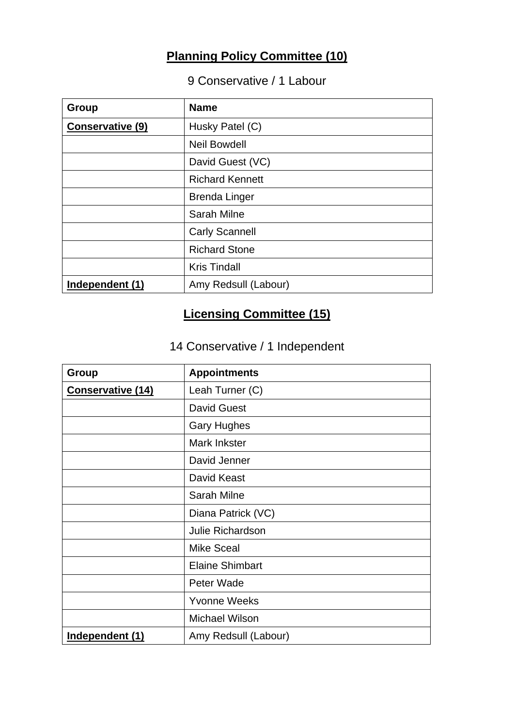## **Planning Policy Committee (10)**

9 Conservative / 1 Labour

| Group | Name |
|---|---|
| **Conservative (9)** | Husky Patel (C) |
| | Neil Bowdell |
| | David Guest (VC) |
| | Richard Kennett |
| | Brenda Linger |
| | Sarah Milne |
| | Carly Scannell |
| | Richard Stone |
| | Kris Tindall |
| **Independent (1)** | Amy Redsull (Labour) |

## **Licensing Committee (15)**

14 Conservative / 1 Independent

| Group | Appointments |
|---|---|
| **Conservative (14)** | Leah Turner (C) |
| | David Guest |
| | Gary Hughes |
| | Mark Inkster |
| | David Jenner |
| | David Keast |
| | Sarah Milne |
| | Diana Patrick (VC) |
| | Julie Richardson |
| | Mike Sceal |
| | Elaine Shimbart |
| | Peter Wade |
| | Yvonne Weeks |
| | Michael Wilson |
| **Independent (1)** | Amy Redsull (Labour) |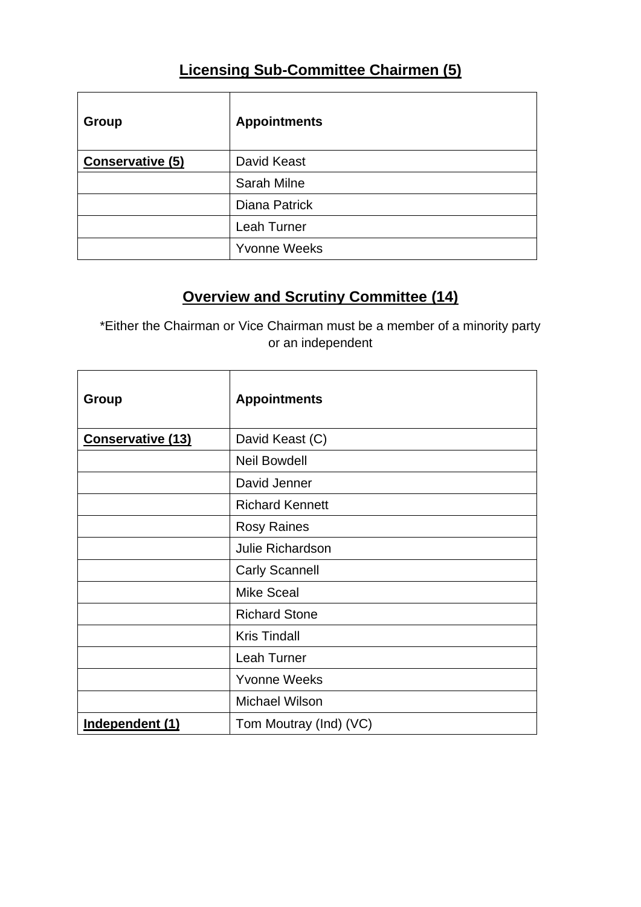## Licensing Sub-Committee Chairmen (5)

| Group | Appointments |
|---|---|
| **Conservative (5)** | David Keast |
| | Sarah Milne |
| | Diana Patrick |
| | Leah Turner |
| | Yvonne Weeks |

## Overview and Scrutiny Committee (14)

*Either the Chairman or Vice Chairman must be a member of a minority party or an independent

| Group | Appointments |
|---|---|
| **Conservative (13)** | David Keast (C) |
| | Neil Bowdell |
| | David Jenner |
| | Richard Kennett |
| | Rosy Raines |
| | Julie Richardson |
| | Carly Scannell |
| | Mike Sceal |
| | Richard Stone |
| | Kris Tindall |
| | Leah Turner |
| | Yvonne Weeks |
| | Michael Wilson |
| **Independent (1)** | Tom Moutray (Ind) (VC) |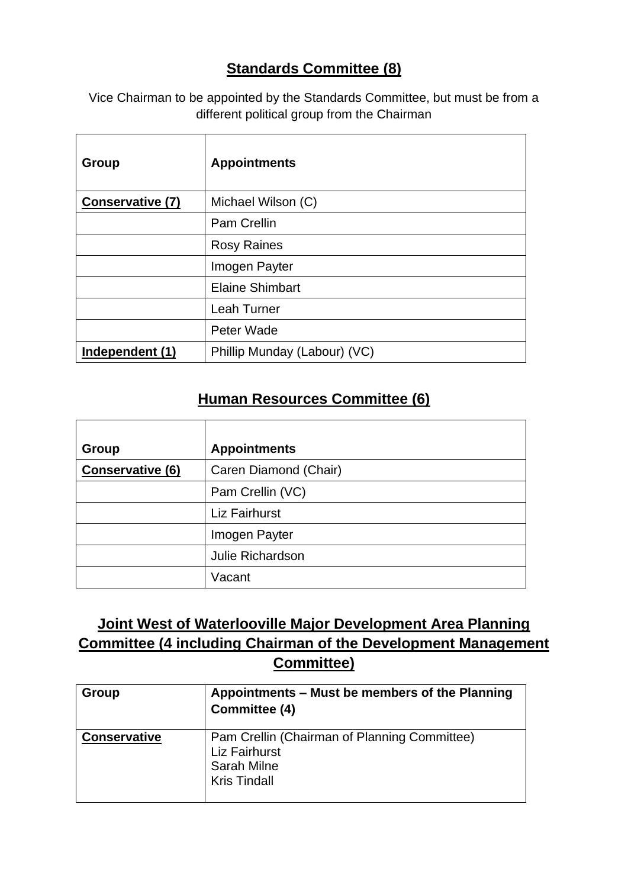## Standards Committee (8)

Vice Chairman to be appointed by the Standards Committee, but must be from a different political group from the Chairman

| Group | Appointments |
|---|---|
| **Conservative (7)** | Michael Wilson (C) |
| | Pam Crellin |
| | Rosy Raines |
| | Imogen Payter |
| | Elaine Shimbart |
| | Leah Turner |
| | Peter Wade |
| **Independent (1)** | Phillip Munday (Labour) (VC) |

## Human Resources Committee (6)

| Group | Appointments |
|---|---|
| **Conservative (6)** | Caren Diamond (Chair) |
| | Pam Crellin (VC) |
| | Liz Fairhurst |
| | Imogen Payter |
| | Julie Richardson |
| | Vacant |

## Joint West of Waterlooville Major Development Area Planning Committee (4 including Chairman of the Development Management Committee)

| Group | Appointments – Must be members of the Planning Committee (4) |
|---|---|
| **Conservative** | Pam Crellin (Chairman of Planning Committee)<br>Liz Fairhurst<br>Sarah Milne<br>Kris Tindall |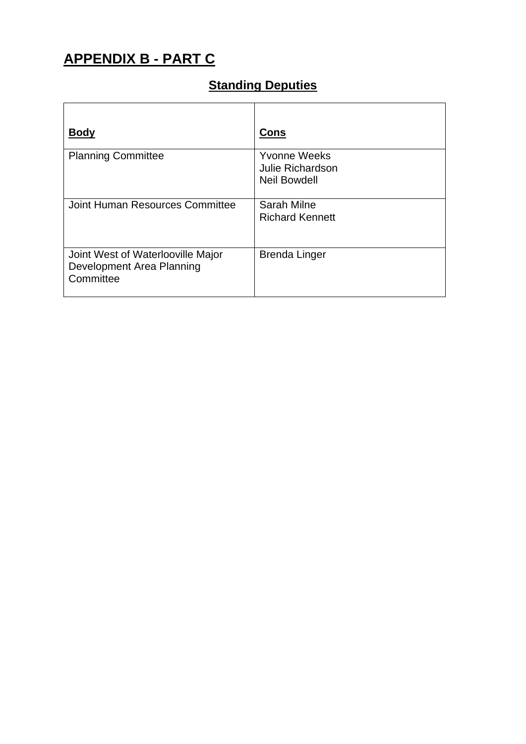# APPENDIX B - PART C

## Standing Deputies

| **Body** | **Cons** |
|---|---|
| Planning Committee | Yvonne Weeks<br>Julie Richardson<br>Neil Bowdell |
| Joint Human Resources Committee | Sarah Milne<br>Richard Kennett |
| Joint West of Waterlooville Major Development Area Planning Committee | Brenda Linger |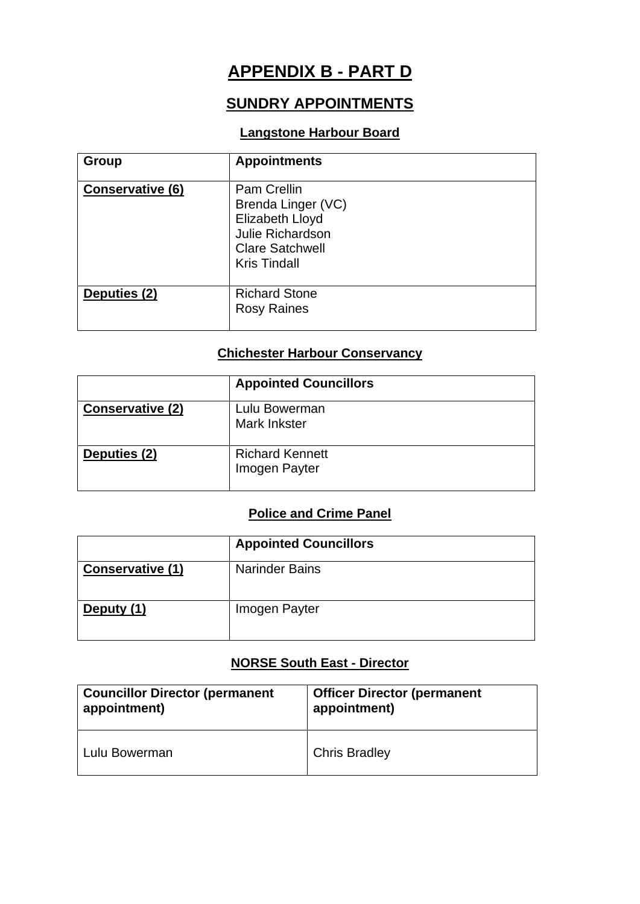# APPENDIX B - PART D

## SUNDRY APPOINTMENTS

### Langstone Harbour Board

| Group | Appointments |
|---|---|
| **Conservative (6)** | Pam Crellin<br>Brenda Linger (VC)<br>Elizabeth Lloyd<br>Julie Richardson<br>Clare Satchwell<br>Kris Tindall |
| **Deputies (2)** | Richard Stone<br>Rosy Raines |

### Chichester Harbour Conservancy

| | Appointed Councillors |
|---|---|
| **Conservative (2)** | Lulu Bowerman<br>Mark Inkster |
| **Deputies (2)** | Richard Kennett<br>Imogen Payter |

### Police and Crime Panel

| | Appointed Councillors |
|---|---|
| **Conservative (1)** | Narinder Bains |
| **Deputy (1)** | Imogen Payter |

### NORSE South East - Director

| Councillor Director (permanent appointment) | Officer Director (permanent appointment) |
|---|---|
| Lulu Bowerman | Chris Bradley |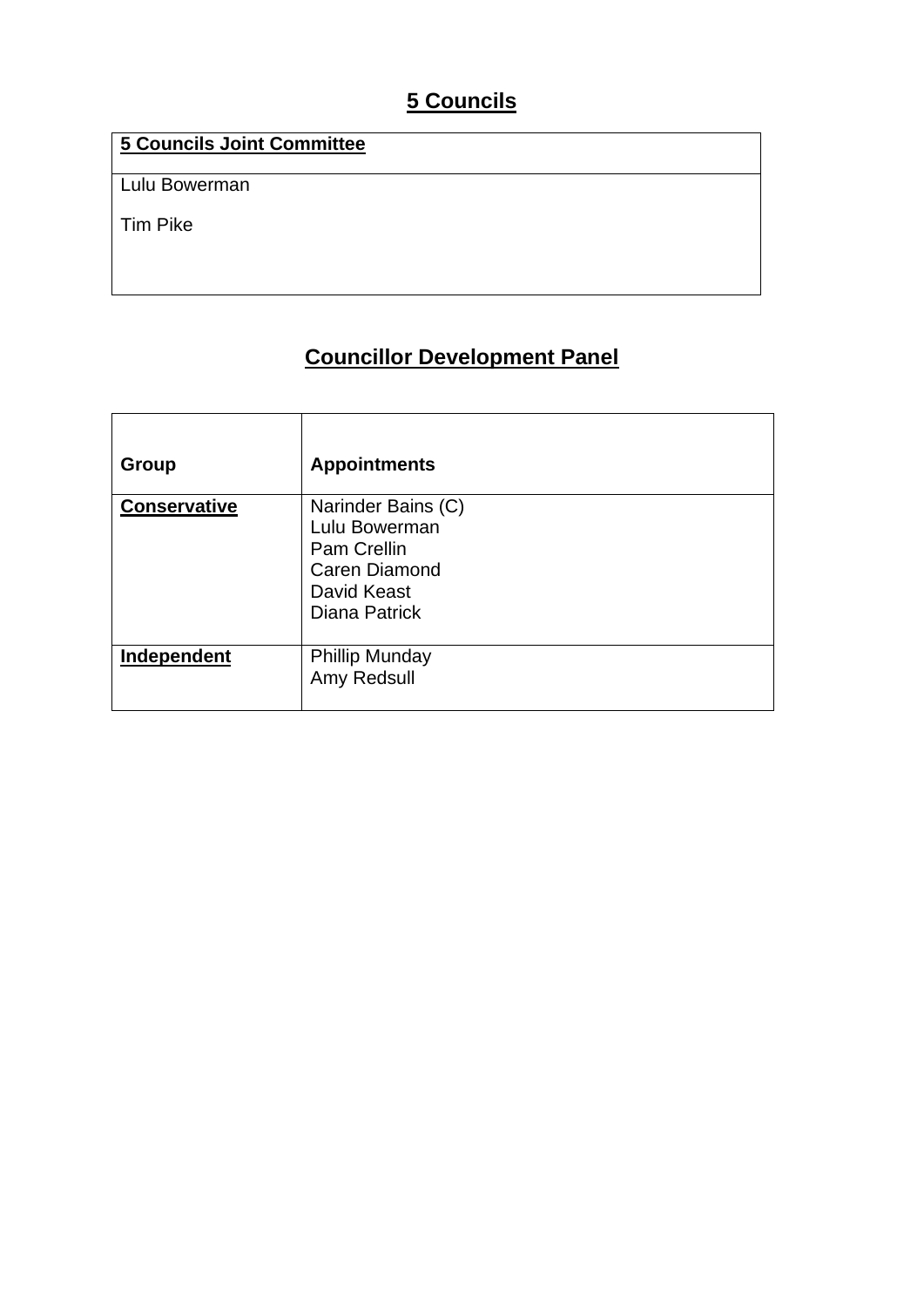# 5 Councils

| **5 Councils Joint Committee** |
| --- |
| Lulu Bowerman<br><br>Tim Pike |

# Councillor Development Panel

| **Group** | **Appointments** |
| --- | --- |
| **Conservative** | Narinder Bains (C)<br>Lulu Bowerman<br>Pam Crellin<br>Caren Diamond<br>David Keast<br>Diana Patrick |
| **Independent** | Phillip Munday<br>Amy Redsull |